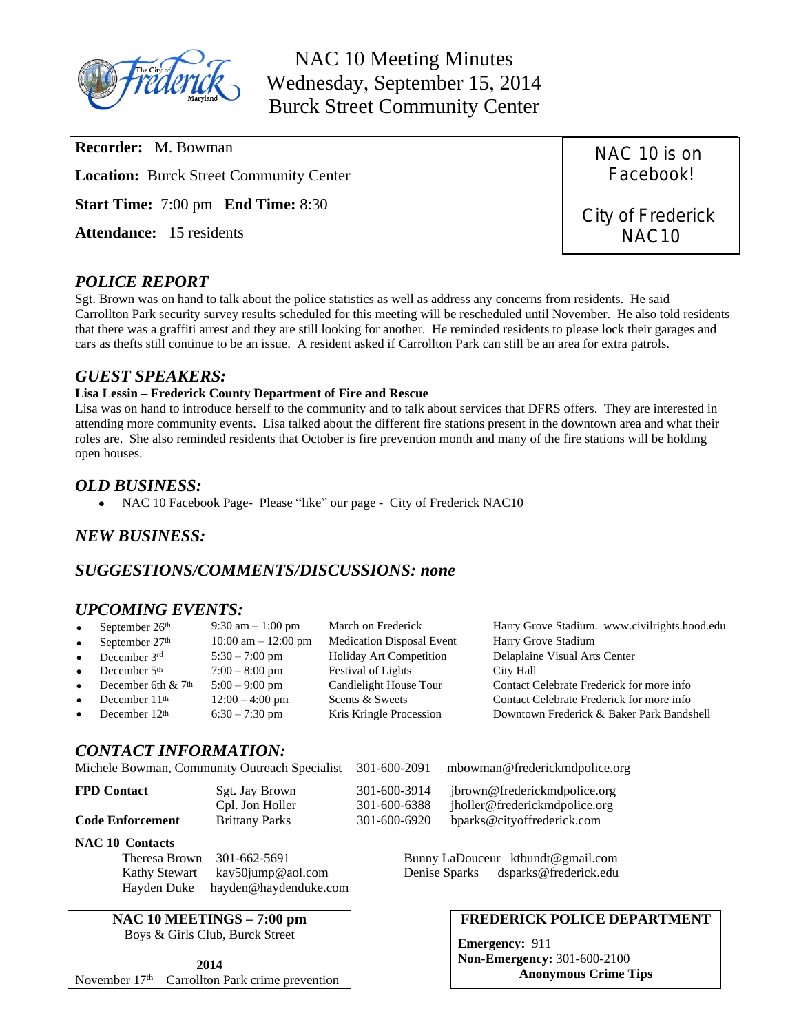# NAC 10 Meeting Minutes
## Wednesday, September 15, 2014
## Burck Street Community Center

**Recorder:** M. Bowman

**Location:** Burck Street Community Center

**Start Time:** 7:00 pm **End Time:** 8:30

**Attendance:** 15 residents

NAC 10 is on Facebook!

City of Frederick NAC10

## *POLICE REPORT*

Sgt. Brown was on hand to talk about the police statistics as well as address any concerns from residents. He said Carrollton Park security survey results scheduled for this meeting will be rescheduled until November. He also told residents that there was a graffiti arrest and they are still looking for another. He reminded residents to please lock their garages and cars as thefts still continue to be an issue. A resident asked if Carrollton Park can still be an area for extra patrols.

## *GUEST SPEAKERS:*

**Lisa Lessin – Frederick County Department of Fire and Rescue**

Lisa was on hand to introduce herself to the community and to talk about services that DFRS offers. They are interested in attending more community events. Lisa talked about the different fire stations present in the downtown area and what their roles are. She also reminded residents that October is fire prevention month and many of the fire stations will be holding open houses.

## *OLD BUSINESS:*

- NAC 10 Facebook Page- Please "like" our page - City of Frederick NAC10

## *NEW BUSINESS:*

## *SUGGESTIONS/COMMENTS/DISCUSSIONS: none*

## *UPCOMING EVENTS:*

- September 26th | 9:30 am – 1:00 pm | March on Frederick | Harry Grove Stadium. www.civilrights.hood.edu
- September 27th | 10:00 am – 12:00 pm | Medication Disposal Event | Harry Grove Stadium
- December 3rd | 5:30 – 7:00 pm | Holiday Art Competition | Delaplaine Visual Arts Center
- December 5th | 7:00 – 8:00 pm | Festival of Lights | City Hall
- December 6th & 7th | 5:00 – 9:00 pm | Candlelight House Tour | Contact Celebrate Frederick for more info
- December 11th | 12:00 – 4:00 pm | Scents & Sweets | Contact Celebrate Frederick for more info
- December 12th | 6:30 – 7:30 pm | Kris Kringle Procession | Downtown Frederick & Baker Park Bandshell

## *CONTACT INFORMATION:*

Michele Bowman, Community Outreach Specialist 301-600-2091 mbowman@frederickmdpolice.org

| | | | |
|---|---|---|---|
| **FPD Contact** | Sgt. Jay Brown | 301-600-3914 | jbrown@frederickmdpolice.org |
| | Cpl. Jon Holler | 301-600-6388 | jholler@frederickmdpolice.org |
| **Code Enforcement** | Brittany Parks | 301-600-6920 | bparks@cityoffrederick.com |

**NAC 10 Contacts**

- Theresa Brown 301-662-5691
- Kathy Stewart kay50jump@aol.com
- Hayden Duke hayden@haydenduke.com
- Bunny LaDouceur ktbundt@gmail.com
- Denise Sparks dsparks@frederick.edu

**NAC 10 MEETINGS – 7:00 pm**
Boys & Girls Club, Burck Street

**2014**
November 17th – Carrollton Park crime prevention

**FREDERICK POLICE DEPARTMENT**

**Emergency:** 911
**Non-Emergency:** 301-600-2100
**Anonymous Crime Tips**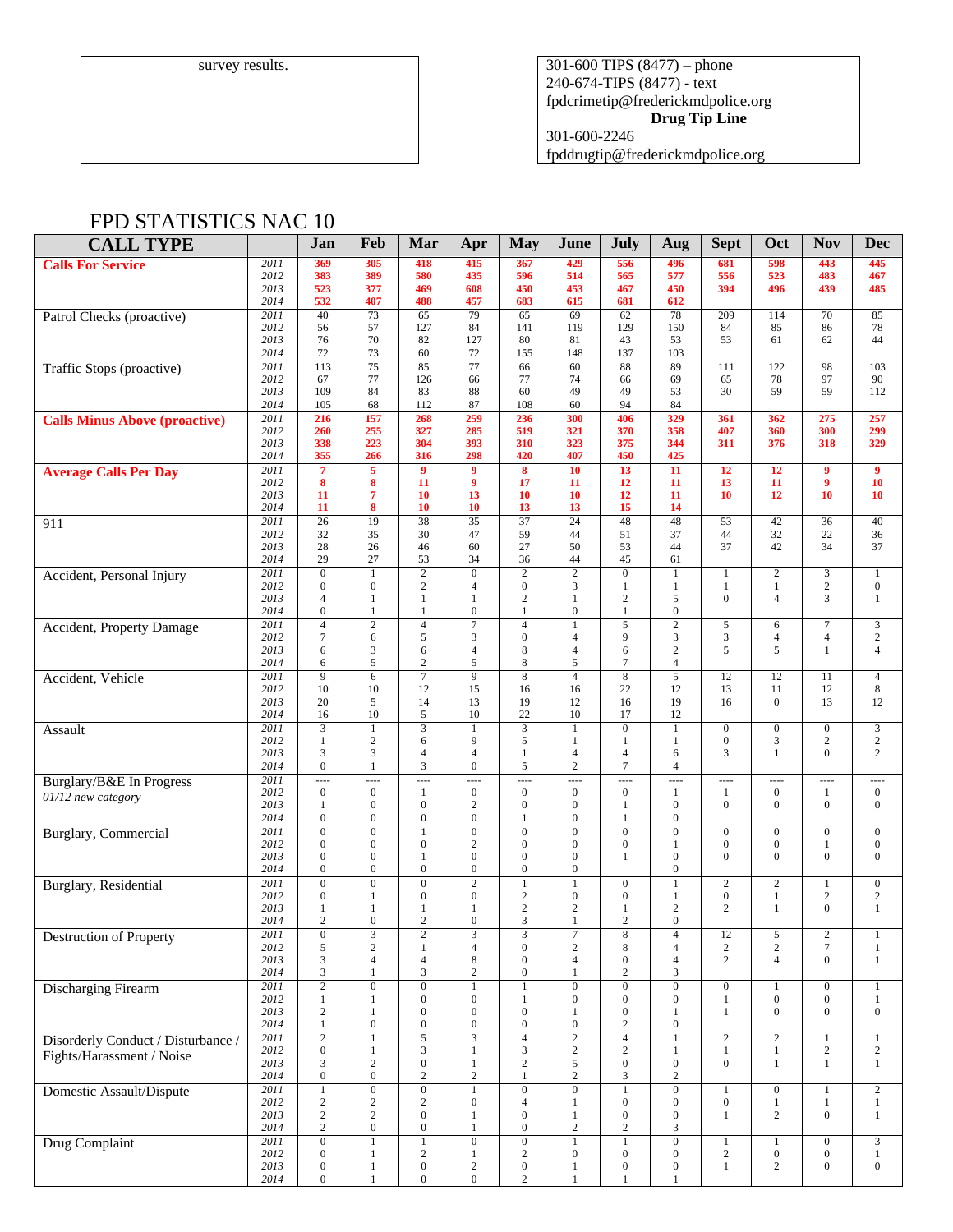survey results.

301-600 TIPS (8477) – phone
240-674-TIPS (8477) - text
fpdcrimetip@frederickmdpolice.org
**Drug Tip Line**
301-600-2246
fpddrugtip@frederickmdpolice.org

# FPD STATISTICS NAC 10

| CALL TYPE | | Jan | Feb | Mar | Apr | May | June | July | Aug | Sept | Oct | Nov | Dec |
|---|---|---|---|---|---|---|---|---|---|---|---|---|---|
| **Calls For Service** | *2011* | **369** | **305** | **418** | **415** | **367** | **429** | **556** | **496** | **681** | **598** | **443** | **445** |
| | *2012* | **383** | **389** | **580** | **435** | **596** | **514** | **565** | **577** | **556** | **523** | **483** | **467** |
| | *2013* | **523** | **377** | **469** | **608** | **450** | **453** | **467** | **450** | **394** | **496** | **439** | **485** |
| | *2014* | **532** | **407** | **488** | **457** | **683** | **615** | **681** | **612** | | | | |
| Patrol Checks (proactive) | *2011* | 40 | 73 | 65 | 79 | 65 | 69 | 62 | 78 | 209 | 114 | 70 | 85 |
| | *2012* | 56 | 57 | 127 | 84 | 141 | 119 | 129 | 150 | 84 | 85 | 86 | 78 |
| | *2013* | 76 | 70 | 82 | 127 | 80 | 81 | 43 | 53 | 53 | 61 | 62 | 44 |
| | *2014* | 72 | 73 | 60 | 72 | 155 | 148 | 137 | 103 | | | | |
| Traffic Stops (proactive) | *2011* | 113 | 75 | 85 | 77 | 66 | 60 | 88 | 89 | 111 | 122 | 98 | 103 |
| | *2012* | 67 | 77 | 126 | 66 | 77 | 74 | 66 | 69 | 65 | 78 | 97 | 90 |
| | *2013* | 109 | 84 | 83 | 88 | 60 | 49 | 49 | 53 | 30 | 59 | 59 | 112 |
| | *2014* | 105 | 68 | 112 | 87 | 108 | 60 | 94 | 84 | | | | |
| **Calls Minus Above (proactive)** | *2011* | **216** | **157** | **268** | **259** | **236** | **300** | **406** | **329** | **361** | **362** | **275** | **257** |
| | *2012* | **260** | **255** | **327** | **285** | **519** | **321** | **370** | **358** | **407** | **360** | **300** | **299** |
| | *2013* | **338** | **223** | **304** | **393** | **310** | **323** | **375** | **344** | **311** | **376** | **318** | **329** |
| | *2014* | **355** | **266** | **316** | **298** | **420** | **407** | **450** | **425** | | | | |
| **Average Calls Per Day** | *2011* | **7** | **5** | **9** | **9** | **8** | **10** | **13** | **11** | **12** | **12** | **9** | **9** |
| | *2012* | **8** | **8** | **11** | **9** | **17** | **11** | **12** | **11** | **13** | **11** | **9** | **10** |
| | *2013* | **11** | **7** | **10** | **13** | **10** | **10** | **12** | **11** | **10** | **12** | **10** | **10** |
| | *2014* | **11** | **8** | **10** | **10** | **13** | **13** | **15** | **14** | | | | |
| 911 | *2011* | 26 | 19 | 38 | 35 | 37 | 24 | 48 | 48 | 53 | 42 | 36 | 40 |
| | *2012* | 32 | 35 | 30 | 47 | 59 | 44 | 51 | 37 | 44 | 32 | 22 | 36 |
| | *2013* | 28 | 26 | 46 | 60 | 27 | 50 | 53 | 44 | 37 | 42 | 34 | 37 |
| | *2014* | 29 | 27 | 53 | 34 | 36 | 44 | 45 | 61 | | | | |
| Accident, Personal Injury | *2011* | 0 | 1 | 2 | 0 | 2 | 2 | 0 | 1 | 1 | 2 | 3 | 1 |
| | *2012* | 0 | 0 | 2 | 4 | 0 | 3 | 1 | 1 | 1 | 1 | 2 | 0 |
| | *2013* | 4 | 1 | 1 | 1 | 2 | 1 | 2 | 5 | 0 | 4 | 3 | 1 |
| | *2014* | 0 | 1 | 1 | 0 | 1 | 0 | 1 | 0 | | | | |
| Accident, Property Damage | *2011* | 4 | 2 | 4 | 7 | 4 | 1 | 5 | 2 | 5 | 6 | 7 | 3 |
| | *2012* | 7 | 6 | 5 | 3 | 0 | 4 | 9 | 3 | 3 | 4 | 4 | 2 |
| | *2013* | 6 | 3 | 6 | 4 | 8 | 4 | 6 | 2 | 5 | 5 | 1 | 4 |
| | *2014* | 6 | 5 | 2 | 5 | 8 | 5 | 7 | 4 | | | | |
| Accident, Vehicle | *2011* | 9 | 6 | 7 | 9 | 8 | 4 | 8 | 5 | 12 | 12 | 11 | 4 |
| | *2012* | 10 | 10 | 12 | 15 | 16 | 16 | 22 | 12 | 13 | 11 | 12 | 8 |
| | *2013* | 20 | 5 | 14 | 13 | 19 | 12 | 16 | 19 | 16 | 0 | 13 | 12 |
| | *2014* | 16 | 10 | 5 | 10 | 22 | 10 | 17 | 12 | | | | |
| Assault | *2011* | 3 | 1 | 3 | 1 | 3 | 1 | 0 | 1 | 0 | 0 | 0 | 3 |
| | *2012* | 1 | 2 | 6 | 9 | 5 | 1 | 1 | 1 | 0 | 3 | 2 | 2 |
| | *2013* | 3 | 3 | 4 | 4 | 1 | 4 | 4 | 6 | 3 | 1 | 0 | 2 |
| | *2014* | 0 | 1 | 3 | 0 | 5 | 2 | 7 | 4 | | | | |
| Burglary/B&E In Progress *01/12 new category* | *2011* | ---- | ---- | ---- | ---- | ---- | ---- | ---- | ---- | ---- | ---- | ---- | ---- |
| | *2012* | 0 | 0 | 1 | 0 | 0 | 0 | 0 | 1 | 1 | 0 | 1 | 0 |
| | *2013* | 1 | 0 | 0 | 2 | 0 | 0 | 1 | 0 | 0 | 0 | 0 | 0 |
| | *2014* | 0 | 0 | 0 | 0 | 1 | 0 | 1 | 0 | | | | |
| Burglary, Commercial | *2011* | 0 | 0 | 1 | 0 | 0 | 0 | 0 | 0 | 0 | 0 | 0 | 0 |
| | *2012* | 0 | 0 | 0 | 2 | 0 | 0 | 0 | 1 | 0 | 0 | 1 | 0 |
| | *2013* | 0 | 0 | 1 | 0 | 0 | 0 | 1 | 0 | 0 | 0 | 0 | 0 |
| | *2014* | 0 | 0 | 0 | 0 | 0 | 0 | | 0 | | | | |
| Burglary, Residential | *2011* | 0 | 0 | 0 | 2 | 1 | 1 | 0 | 1 | 2 | 2 | 1 | 0 |
| | *2012* | 0 | 1 | 0 | 0 | 2 | 0 | 0 | 1 | 0 | 1 | 2 | 2 |
| | *2013* | 1 | 1 | 1 | 1 | 2 | 2 | 1 | 2 | 2 | 1 | 0 | 1 |
| | *2014* | 2 | 0 | 2 | 0 | 3 | 1 | 2 | 0 | | | | |
| Destruction of Property | *2011* | 0 | 3 | 2 | 3 | 3 | 7 | 8 | 4 | 12 | 5 | 2 | 1 |
| | *2012* | 5 | 2 | 1 | 4 | 0 | 2 | 8 | 4 | 2 | 2 | 7 | 1 |
| | *2013* | 3 | 4 | 4 | 8 | 0 | 4 | 0 | 4 | 2 | 4 | 0 | 1 |
| | *2014* | 3 | 1 | 3 | 2 | 0 | 1 | 2 | 3 | | | | |
| Discharging Firearm | *2011* | 2 | 0 | 0 | 1 | 1 | 0 | 0 | 0 | 0 | 1 | 0 | 1 |
| | *2012* | 1 | 1 | 0 | 0 | 1 | 0 | 0 | 0 | 1 | 0 | 0 | 1 |
| | *2013* | 2 | 1 | 0 | 0 | 0 | 1 | 0 | 1 | 1 | 0 | 0 | 0 |
| | *2014* | 1 | 0 | 0 | 0 | 0 | 0 | 2 | 0 | | | | |
| Disorderly Conduct / Disturbance / Fights/Harassment / Noise | *2011* | 2 | 1 | 5 | 3 | 4 | 2 | 4 | 1 | 2 | 2 | 1 | 1 |
| | *2012* | 0 | 1 | 3 | 1 | 3 | 2 | 2 | 1 | 1 | 1 | 2 | 2 |
| | *2013* | 3 | 2 | 0 | 1 | 2 | 5 | 0 | 0 | 0 | 1 | 1 | 1 |
| | *2014* | 0 | 0 | 2 | 2 | 1 | 2 | 3 | 2 | | | | |
| Domestic Assault/Dispute | *2011* | 1 | 0 | 0 | 1 | 0 | 0 | 1 | 0 | 1 | 0 | 1 | 2 |
| | *2012* | 2 | 2 | 2 | 0 | 4 | 1 | 0 | 0 | 0 | 1 | 1 | 1 |
| | *2013* | 2 | 2 | 0 | 1 | 0 | 1 | 0 | 0 | 1 | 2 | 0 | 1 |
| | *2014* | 2 | 0 | 0 | 1 | 0 | 2 | 2 | 3 | | | | |
| Drug Complaint | *2011* | 0 | 1 | 1 | 0 | 0 | 1 | 1 | 0 | 1 | 1 | 0 | 3 |
| | *2012* | 0 | 1 | 2 | 1 | 2 | 0 | 0 | 0 | 2 | 0 | 0 | 1 |
| | *2013* | 0 | 1 | 0 | 2 | 0 | 1 | 0 | 0 | 1 | 2 | 0 | 0 |
| | *2014* | 0 | 1 | 0 | 0 | 2 | 1 | 1 | 1 | | | | |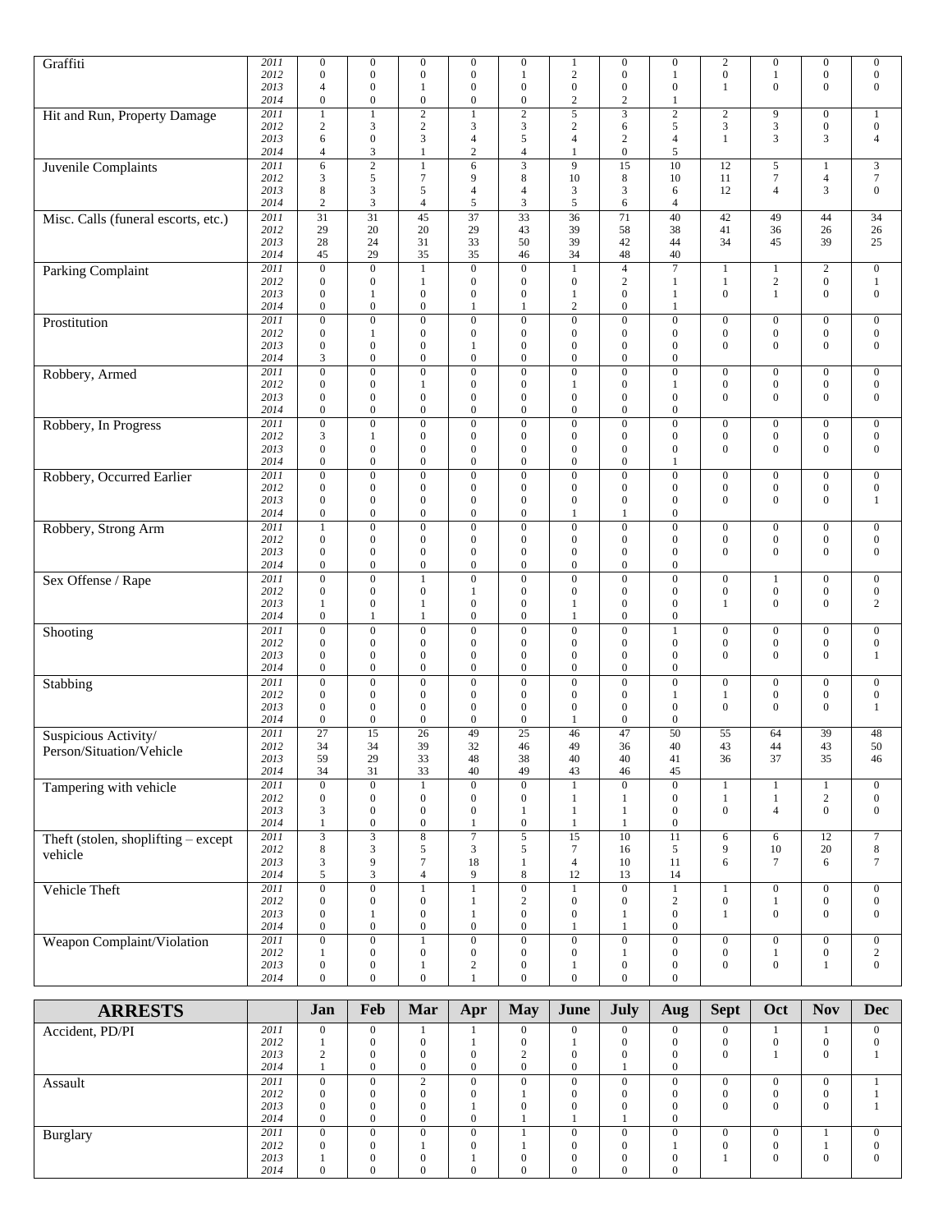| | | Jan | Feb | Mar | Apr | May | June | July | Aug | Sept | Oct | Nov | Dec |
|---|---|---|---|---|---|---|---|---|---|---|---|---|---|
| Graffiti | 2011 | 0 | 0 | 0 | 0 | 0 | 1 | 0 | 0 | 2 | 0 | 0 | 0 |
| | 2012 | 0 | 0 | 0 | 0 | 1 | 2 | 0 | 1 | 0 | 1 | 0 | 0 |
| | 2013 | 4 | 0 | 1 | 0 | 0 | 0 | 0 | 0 | 1 | 0 | 0 | 0 |
| | 2014 | 0 | 0 | 0 | 0 | 0 | 2 | 2 | 1 | | | | |
| Hit and Run, Property Damage | 2011 | 1 | 1 | 2 | 1 | 2 | 5 | 3 | 2 | 2 | 9 | 0 | 1 |
| | 2012 | 2 | 3 | 2 | 3 | 3 | 2 | 6 | 5 | 3 | 3 | 0 | 0 |
| | 2013 | 6 | 0 | 3 | 4 | 5 | 4 | 2 | 4 | 1 | 3 | 3 | 4 |
| | 2014 | 4 | 3 | 1 | 2 | 4 | 1 | 0 | 5 | | | | |
| Juvenile Complaints | 2011 | 6 | 2 | 1 | 6 | 3 | 9 | 15 | 10 | 12 | 5 | 1 | 3 |
| | 2012 | 3 | 5 | 7 | 9 | 8 | 10 | 8 | 10 | 11 | 7 | 4 | 7 |
| | 2013 | 8 | 3 | 5 | 4 | 4 | 3 | 3 | 6 | 12 | 4 | 3 | 0 |
| | 2014 | 2 | 3 | 4 | 5 | 3 | 5 | 6 | 4 | | | | |
| Misc. Calls (funeral escorts, etc.) | 2011 | 31 | 31 | 45 | 37 | 33 | 36 | 71 | 40 | 42 | 49 | 44 | 34 |
| | 2012 | 29 | 20 | 20 | 29 | 43 | 39 | 58 | 38 | 41 | 36 | 26 | 26 |
| | 2013 | 28 | 24 | 31 | 33 | 50 | 39 | 42 | 44 | 34 | 45 | 39 | 25 |
| | 2014 | 45 | 29 | 35 | 35 | 46 | 34 | 48 | 40 | | | | |
| Parking Complaint | 2011 | 0 | 0 | 1 | 0 | 0 | 1 | 4 | 7 | 1 | 1 | 2 | 0 |
| | 2012 | 0 | 0 | 1 | 0 | 0 | 0 | 2 | 1 | 1 | 2 | 0 | 1 |
| | 2013 | 0 | 1 | 0 | 0 | 0 | 1 | 0 | 1 | 0 | 1 | 0 | 0 |
| | 2014 | 0 | 0 | 0 | 1 | 1 | 2 | 0 | 1 | | | | |
| Prostitution | 2011 | 0 | 0 | 0 | 0 | 0 | 0 | 0 | 0 | 0 | 0 | 0 | 0 |
| | 2012 | 0 | 1 | 0 | 0 | 0 | 0 | 0 | 0 | 0 | 0 | 0 | 0 |
| | 2013 | 0 | 0 | 0 | 1 | 0 | 0 | 0 | 0 | 0 | 0 | 0 | 0 |
| | 2014 | 3 | 0 | 0 | 0 | 0 | 0 | 0 | 0 | | | | |
| Robbery, Armed | 2011 | 0 | 0 | 0 | 0 | 0 | 0 | 0 | 0 | 0 | 0 | 0 | 0 |
| | 2012 | 0 | 0 | 1 | 0 | 0 | 1 | 0 | 1 | 0 | 0 | 0 | 0 |
| | 2013 | 0 | 0 | 0 | 0 | 0 | 0 | 0 | 0 | 0 | 0 | 0 | 0 |
| | 2014 | 0 | 0 | 0 | 0 | 0 | 0 | 0 | 0 | | | | |
| Robbery, In Progress | 2011 | 0 | 0 | 0 | 0 | 0 | 0 | 0 | 0 | 0 | 0 | 0 | 0 |
| | 2012 | 3 | 1 | 0 | 0 | 0 | 0 | 0 | 0 | 0 | 0 | 0 | 0 |
| | 2013 | 0 | 0 | 0 | 0 | 0 | 0 | 0 | 0 | 0 | 0 | 0 | 0 |
| | 2014 | 0 | 0 | 0 | 0 | 0 | 0 | 0 | 1 | | | | |
| Robbery, Occurred Earlier | 2011 | 0 | 0 | 0 | 0 | 0 | 0 | 0 | 0 | 0 | 0 | 0 | 0 |
| | 2012 | 0 | 0 | 0 | 0 | 0 | 0 | 0 | 0 | 0 | 0 | 0 | 0 |
| | 2013 | 0 | 0 | 0 | 0 | 0 | 0 | 0 | 0 | 0 | 0 | 0 | 1 |
| | 2014 | 0 | 0 | 0 | 0 | 0 | 1 | 1 | 0 | | | | |
| Robbery, Strong Arm | 2011 | 1 | 0 | 0 | 0 | 0 | 0 | 0 | 0 | 0 | 0 | 0 | 0 |
| | 2012 | 0 | 0 | 0 | 0 | 0 | 0 | 0 | 0 | 0 | 0 | 0 | 0 |
| | 2013 | 0 | 0 | 0 | 0 | 0 | 0 | 0 | 0 | 0 | 0 | 0 | 0 |
| | 2014 | 0 | 0 | 0 | 0 | 0 | 0 | 0 | 0 | | | | |
| Sex Offense / Rape | 2011 | 0 | 0 | 1 | 0 | 0 | 0 | 0 | 0 | 0 | 1 | 0 | 0 |
| | 2012 | 0 | 0 | 0 | 1 | 0 | 0 | 0 | 0 | 0 | 0 | 0 | 0 |
| | 2013 | 1 | 0 | 1 | 0 | 0 | 1 | 0 | 0 | 1 | 0 | 0 | 2 |
| | 2014 | 0 | 1 | 1 | 0 | 0 | 1 | 0 | 0 | | | | |
| Shooting | 2011 | 0 | 0 | 0 | 0 | 0 | 0 | 0 | 1 | 0 | 0 | 0 | 0 |
| | 2012 | 0 | 0 | 0 | 0 | 0 | 0 | 0 | 0 | 0 | 0 | 0 | 0 |
| | 2013 | 0 | 0 | 0 | 0 | 0 | 0 | 0 | 0 | 0 | 0 | 0 | 1 |
| | 2014 | 0 | 0 | 0 | 0 | 0 | 0 | 0 | 0 | | | | |
| Stabbing | 2011 | 0 | 0 | 0 | 0 | 0 | 0 | 0 | 0 | 0 | 0 | 0 | 0 |
| | 2012 | 0 | 0 | 0 | 0 | 0 | 0 | 0 | 1 | 1 | 0 | 0 | 0 |
| | 2013 | 0 | 0 | 0 | 0 | 0 | 0 | 0 | 0 | 0 | 0 | 0 | 1 |
| | 2014 | 0 | 0 | 0 | 0 | 0 | 1 | 0 | 0 | | | | |
| Suspicious Activity/ Person/Situation/Vehicle | 2011 | 27 | 15 | 26 | 49 | 25 | 46 | 47 | 50 | 55 | 64 | 39 | 48 |
| | 2012 | 34 | 34 | 39 | 32 | 46 | 49 | 36 | 40 | 43 | 44 | 43 | 50 |
| | 2013 | 59 | 29 | 33 | 48 | 38 | 40 | 40 | 41 | 36 | 37 | 35 | 46 |
| | 2014 | 34 | 31 | 33 | 40 | 49 | 43 | 46 | 45 | | | | |
| Tampering with vehicle | 2011 | 0 | 0 | 1 | 0 | 0 | 1 | 0 | 0 | 1 | 1 | 1 | 0 |
| | 2012 | 0 | 0 | 0 | 0 | 0 | 1 | 1 | 0 | 1 | 1 | 2 | 0 |
| | 2013 | 3 | 0 | 0 | 0 | 1 | 1 | 1 | 0 | 0 | 4 | 0 | 0 |
| | 2014 | 1 | 0 | 0 | 1 | 0 | 1 | 1 | 0 | | | | |
| Theft (stolen, shoplifting – except vehicle | 2011 | 3 | 3 | 8 | 7 | 5 | 15 | 10 | 11 | 6 | 6 | 12 | 7 |
| | 2012 | 8 | 3 | 5 | 3 | 5 | 7 | 16 | 5 | 9 | 10 | 20 | 8 |
| | 2013 | 3 | 9 | 7 | 18 | 1 | 4 | 10 | 11 | 6 | 7 | 6 | 7 |
| | 2014 | 5 | 3 | 4 | 9 | 8 | 12 | 13 | 14 | | | | |
| Vehicle Theft | 2011 | 0 | 0 | 1 | 1 | 0 | 1 | 0 | 1 | 1 | 0 | 0 | 0 |
| | 2012 | 0 | 0 | 0 | 1 | 2 | 0 | 0 | 2 | 0 | 1 | 0 | 0 |
| | 2013 | 0 | 1 | 0 | 1 | 0 | 0 | 1 | 0 | 1 | 0 | 0 | 0 |
| | 2014 | 0 | 0 | 0 | 0 | 0 | 1 | 1 | 0 | | | | |
| Weapon Complaint/Violation | 2011 | 0 | 0 | 1 | 0 | 0 | 0 | 0 | 0 | 0 | 0 | 0 | 0 |
| | 2012 | 1 | 0 | 0 | 0 | 0 | 0 | 1 | 0 | 0 | 1 | 0 | 2 |
| | 2013 | 0 | 0 | 1 | 2 | 0 | 1 | 0 | 0 | 0 | 0 | 1 | 0 |
| | 2014 | 0 | 0 | 0 | 1 | 0 | 0 | 0 | 0 | | | | |

| ARRESTS | | Jan | Feb | Mar | Apr | May | June | July | Aug | Sept | Oct | Nov | Dec |
|---|---|---|---|---|---|---|---|---|---|---|---|---|---|
| Accident, PD/PI | 2011 | 0 | 0 | 1 | 1 | 0 | 0 | 0 | 0 | 0 | 1 | 1 | 0 |
| | 2012 | 1 | 0 | 0 | 1 | 0 | 1 | 0 | 0 | 0 | 0 | 0 | 0 |
| | 2013 | 2 | 0 | 0 | 0 | 2 | 0 | 0 | 0 | 0 | 1 | 0 | 1 |
| | 2014 | 1 | 0 | 0 | 0 | 0 | 0 | 1 | 0 | | | | |
| Assault | 2011 | 0 | 0 | 2 | 0 | 0 | 0 | 0 | 0 | 0 | 0 | 0 | 1 |
| | 2012 | 0 | 0 | 0 | 0 | 1 | 0 | 0 | 0 | 0 | 0 | 0 | 1 |
| | 2013 | 0 | 0 | 0 | 1 | 0 | 0 | 0 | 0 | 0 | 0 | 0 | 1 |
| | 2014 | 0 | 0 | 0 | 0 | 1 | 1 | 1 | 0 | | | | |
| Burglary | 2011 | 0 | 0 | 0 | 0 | 1 | 0 | 0 | 0 | 0 | 0 | 1 | 0 |
| | 2012 | 0 | 0 | 1 | 0 | 1 | 0 | 0 | 1 | 0 | 0 | 1 | 0 |
| | 2013 | 1 | 0 | 0 | 1 | 0 | 0 | 0 | 0 | 1 | 0 | 0 | 0 |
| | 2014 | 0 | 0 | 0 | 0 | 0 | 0 | 0 | 0 | | | | |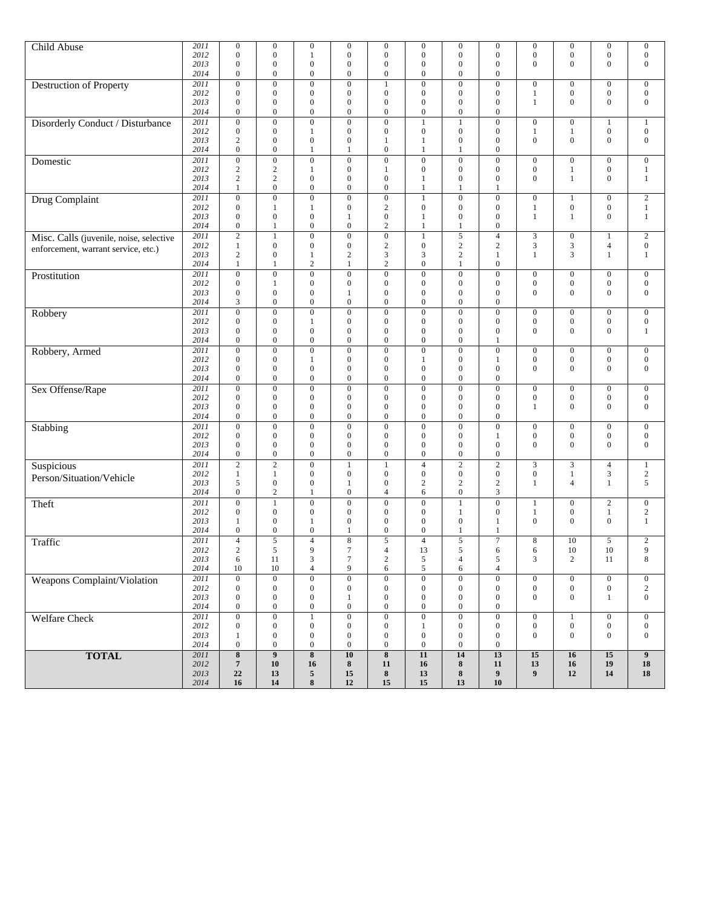| | | | | | | | | | | | | | |
|---|---|---|---|---|---|---|---|---|---|---|---|---|---|
| Child Abuse | *2011* | 0 | 0 | 0 | 0 | 0 | 0 | 0 | 0 | 0 | 0 | 0 | 0 |
| | *2012* | 0 | 0 | 1 | 0 | 0 | 0 | 0 | 0 | 0 | 0 | 0 | 0 |
| | *2013* | 0 | 0 | 0 | 0 | 0 | 0 | 0 | 0 | 0 | 0 | 0 | 0 |
| | *2014* | 0 | 0 | 0 | 0 | 0 | 0 | 0 | 0 | | | | |
| Destruction of Property | *2011* | 0 | 0 | 0 | 0 | 1 | 0 | 0 | 0 | 0 | 0 | 0 | 0 |
| | *2012* | 0 | 0 | 0 | 0 | 0 | 0 | 0 | 0 | 1 | 0 | 0 | 0 |
| | *2013* | 0 | 0 | 0 | 0 | 0 | 0 | 0 | 0 | 1 | 0 | 0 | 0 |
| | *2014* | 0 | 0 | 0 | 0 | 0 | 0 | 0 | 0 | | | | |
| Disorderly Conduct / Disturbance | *2011* | 0 | 0 | 0 | 0 | 0 | 1 | 1 | 0 | 0 | 0 | 1 | 1 |
| | *2012* | 0 | 0 | 1 | 0 | 0 | 0 | 0 | 0 | 1 | 1 | 0 | 0 |
| | *2013* | 2 | 0 | 0 | 0 | 1 | 1 | 0 | 0 | 0 | 0 | 0 | 0 |
| | *2014* | 0 | 0 | 1 | 1 | 0 | 1 | 1 | 0 | | | | |
| Domestic | *2011* | 0 | 0 | 0 | 0 | 0 | 0 | 0 | 0 | 0 | 0 | 0 | 0 |
| | *2012* | 2 | 2 | 1 | 0 | 1 | 0 | 0 | 0 | 0 | 1 | 0 | 1 |
| | *2013* | 2 | 2 | 0 | 0 | 0 | 1 | 0 | 0 | 0 | 1 | 0 | 1 |
| | *2014* | 1 | 0 | 0 | 0 | 0 | 1 | 1 | 1 | | | | |
| Drug Complaint | *2011* | 0 | 0 | 0 | 0 | 0 | 1 | 0 | 0 | 0 | 1 | 0 | 2 |
| | *2012* | 0 | 1 | 1 | 0 | 2 | 0 | 0 | 0 | 1 | 0 | 0 | 1 |
| | *2013* | 0 | 0 | 0 | 1 | 0 | 1 | 0 | 0 | 1 | 1 | 0 | 1 |
| | *2014* | 0 | 1 | 0 | 0 | 2 | 1 | 1 | 0 | | | | |
| Misc. Calls (juvenile, noise, selective enforcement, warrant service, etc.) | *2011* | 2 | 1 | 0 | 0 | 0 | 1 | 5 | 4 | 3 | 0 | 1 | 2 |
| | *2012* | 1 | 0 | 0 | 0 | 2 | 0 | 2 | 2 | 3 | 3 | 4 | 0 |
| | *2013* | 2 | 0 | 1 | 2 | 3 | 3 | 2 | 1 | 1 | 3 | 1 | 1 |
| | *2014* | 1 | 1 | 2 | 1 | 2 | 0 | 1 | 0 | | | | |
| Prostitution | *2011* | 0 | 0 | 0 | 0 | 0 | 0 | 0 | 0 | 0 | 0 | 0 | 0 |
| | *2012* | 0 | 1 | 0 | 0 | 0 | 0 | 0 | 0 | 0 | 0 | 0 | 0 |
| | *2013* | 0 | 0 | 0 | 1 | 0 | 0 | 0 | 0 | 0 | 0 | 0 | 0 |
| | *2014* | 3 | 0 | 0 | 0 | 0 | 0 | 0 | 0 | | | | |
| Robbery | *2011* | 0 | 0 | 0 | 0 | 0 | 0 | 0 | 0 | 0 | 0 | 0 | 0 |
| | *2012* | 0 | 0 | 1 | 0 | 0 | 0 | 0 | 0 | 0 | 0 | 0 | 0 |
| | *2013* | 0 | 0 | 0 | 0 | 0 | 0 | 0 | 0 | 0 | 0 | 0 | 1 |
| | *2014* | 0 | 0 | 0 | 0 | 0 | 0 | 0 | 1 | | | | |
| Robbery, Armed | *2011* | 0 | 0 | 0 | 0 | 0 | 0 | 0 | 0 | 0 | 0 | 0 | 0 |
| | *2012* | 0 | 0 | 1 | 0 | 0 | 1 | 0 | 1 | 0 | 0 | 0 | 0 |
| | *2013* | 0 | 0 | 0 | 0 | 0 | 0 | 0 | 0 | 0 | 0 | 0 | 0 |
| | *2014* | 0 | 0 | 0 | 0 | 0 | 0 | 0 | 0 | | | | |
| Sex Offense/Rape | *2011* | 0 | 0 | 0 | 0 | 0 | 0 | 0 | 0 | 0 | 0 | 0 | 0 |
| | *2012* | 0 | 0 | 0 | 0 | 0 | 0 | 0 | 0 | 0 | 0 | 0 | 0 |
| | *2013* | 0 | 0 | 0 | 0 | 0 | 0 | 0 | 0 | 1 | 0 | 0 | 0 |
| | *2014* | 0 | 0 | 0 | 0 | 0 | 0 | 0 | 0 | | | | |
| Stabbing | *2011* | 0 | 0 | 0 | 0 | 0 | 0 | 0 | 0 | 0 | 0 | 0 | 0 |
| | *2012* | 0 | 0 | 0 | 0 | 0 | 0 | 0 | 1 | 0 | 0 | 0 | 0 |
| | *2013* | 0 | 0 | 0 | 0 | 0 | 0 | 0 | 0 | 0 | 0 | 0 | 0 |
| | *2014* | 0 | 0 | 0 | 0 | 0 | 0 | 0 | 0 | | | | |
| Suspicious Person/Situation/Vehicle | *2011* | 2 | 2 | 0 | 1 | 1 | 4 | 2 | 2 | 3 | 3 | 4 | 1 |
| | *2012* | 1 | 1 | 0 | 0 | 0 | 0 | 0 | 0 | 0 | 1 | 3 | 2 |
| | *2013* | 5 | 0 | 0 | 1 | 0 | 2 | 2 | 2 | 1 | 4 | 1 | 5 |
| | *2014* | 0 | 2 | 1 | 0 | 4 | 6 | 0 | 3 | | | | |
| Theft | *2011* | 0 | 1 | 0 | 0 | 0 | 0 | 1 | 0 | 1 | 0 | 2 | 0 |
| | *2012* | 0 | 0 | 0 | 0 | 0 | 0 | 1 | 0 | 1 | 0 | 1 | 2 |
| | *2013* | 1 | 0 | 1 | 0 | 0 | 0 | 0 | 1 | 0 | 0 | 0 | 1 |
| | *2014* | 0 | 0 | 0 | 1 | 0 | 0 | 1 | 1 | | | | |
| Traffic | *2011* | 4 | 5 | 4 | 8 | 5 | 4 | 5 | 7 | 8 | 10 | 5 | 2 |
| | *2012* | 2 | 5 | 9 | 7 | 4 | 13 | 5 | 6 | 6 | 10 | 10 | 9 |
| | *2013* | 6 | 11 | 3 | 7 | 2 | 5 | 4 | 5 | 3 | 2 | 11 | 8 |
| | *2014* | 10 | 10 | 4 | 9 | 6 | 5 | 6 | 4 | | | | |
| Weapons Complaint/Violation | *2011* | 0 | 0 | 0 | 0 | 0 | 0 | 0 | 0 | 0 | 0 | 0 | 0 |
| | *2012* | 0 | 0 | 0 | 0 | 0 | 0 | 0 | 0 | 0 | 0 | 0 | 2 |
| | *2013* | 0 | 0 | 0 | 1 | 0 | 0 | 0 | 0 | 0 | 0 | 1 | 0 |
| | *2014* | 0 | 0 | 0 | 0 | 0 | 0 | 0 | 0 | | | | |
| Welfare Check | *2011* | 0 | 0 | 1 | 0 | 0 | 0 | 0 | 0 | 0 | 1 | 0 | 0 |
| | *2012* | 0 | 0 | 0 | 0 | 0 | 1 | 0 | 0 | 0 | 0 | 0 | 0 |
| | *2013* | 1 | 0 | 0 | 0 | 0 | 0 | 0 | 0 | 0 | 0 | 0 | 0 |
| | *2014* | 0 | 0 | 0 | 0 | 0 | 0 | 0 | 0 | | | | |
| **TOTAL** | *2011* | **8** | **9** | **8** | **10** | **8** | **11** | **14** | **13** | **15** | **16** | **15** | **9** |
| | *2012* | **7** | **10** | **16** | **8** | **11** | **16** | **8** | **11** | **13** | **16** | **19** | **18** |
| | *2013* | **22** | **13** | **5** | **15** | **8** | **13** | **8** | **9** | **9** | **12** | **14** | **18** |
| | *2014* | **16** | **14** | **8** | **12** | **15** | **15** | **13** | **10** | | | | |